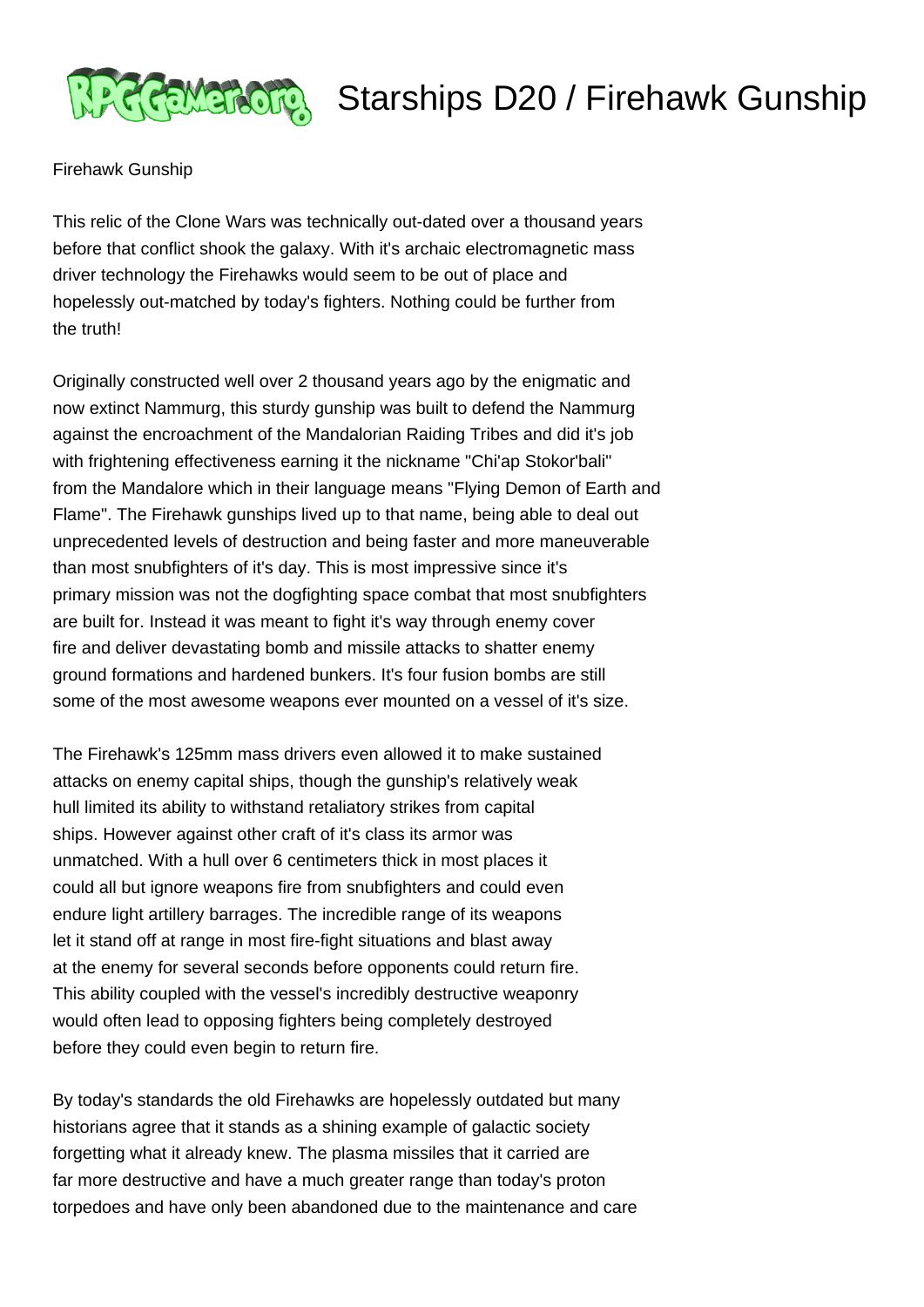# Starships D20 / Firehawk Gunship

Firehawk Gunship

This relic of the Clone Wars was technically out-dated over a thousand years before that conflict shook the galaxy. With it's archaic electromagnetic mass driver technology the Firehawks would seem to be out of place and hopelessly out-matched by today's fighters. Nothing could be further from the truth!

Originally constructed well over 2 thousand years ago by the enigmatic and now extinct Nammurg, this sturdy gunship was built to defend the Nammurg against the encroachment of the Mandalorian Raiding Tribes and did it's job with frightening effectiveness earning it the nickname "Chi'ap Stokor'bali" from the Mandalore which in their language means "Flying Demon of Earth and Flame". The Firehawk gunships lived up to that name, being able to deal out unprecedented levels of destruction and being faster and more maneuverable than most snubfighters of it's day. This is most impressive since it's primary mission was not the dogfighting space combat that most snubfighters are built for. Instead it was meant to fight it's way through enemy cover fire and deliver devastating bomb and missile attacks to shatter enemy ground formations and hardened bunkers. It's four fusion bombs are still some of the most awesome weapons ever mounted on a vessel of it's size.

The Firehawk's 125mm mass drivers even allowed it to make sustained attacks on enemy capital ships, though the gunship's relatively weak hull limited its ability to withstand retaliatory strikes from capital ships. However against other craft of it's class its armor was unmatched. With a hull over 6 centimeters thick in most places it could all but ignore weapons fire from snubfighters and could even endure light artillery barrages. The incredible range of its weapons let it stand off at range in most fire-fight situations and blast away at the enemy for several seconds before opponents could return fire. This ability coupled with the vessel's incredibly destructive weaponry would often lead to opposing fighters being completely destroyed before they could even begin to return fire.

By today's standards the old Firehawks are hopelessly outdated but many historians agree that it stands as a shining example of galactic society forgetting what it already knew. The plasma missiles that it carried are far more destructive and have a much greater range than today's proton torpedoes and have only been abandoned due to the maintenance and care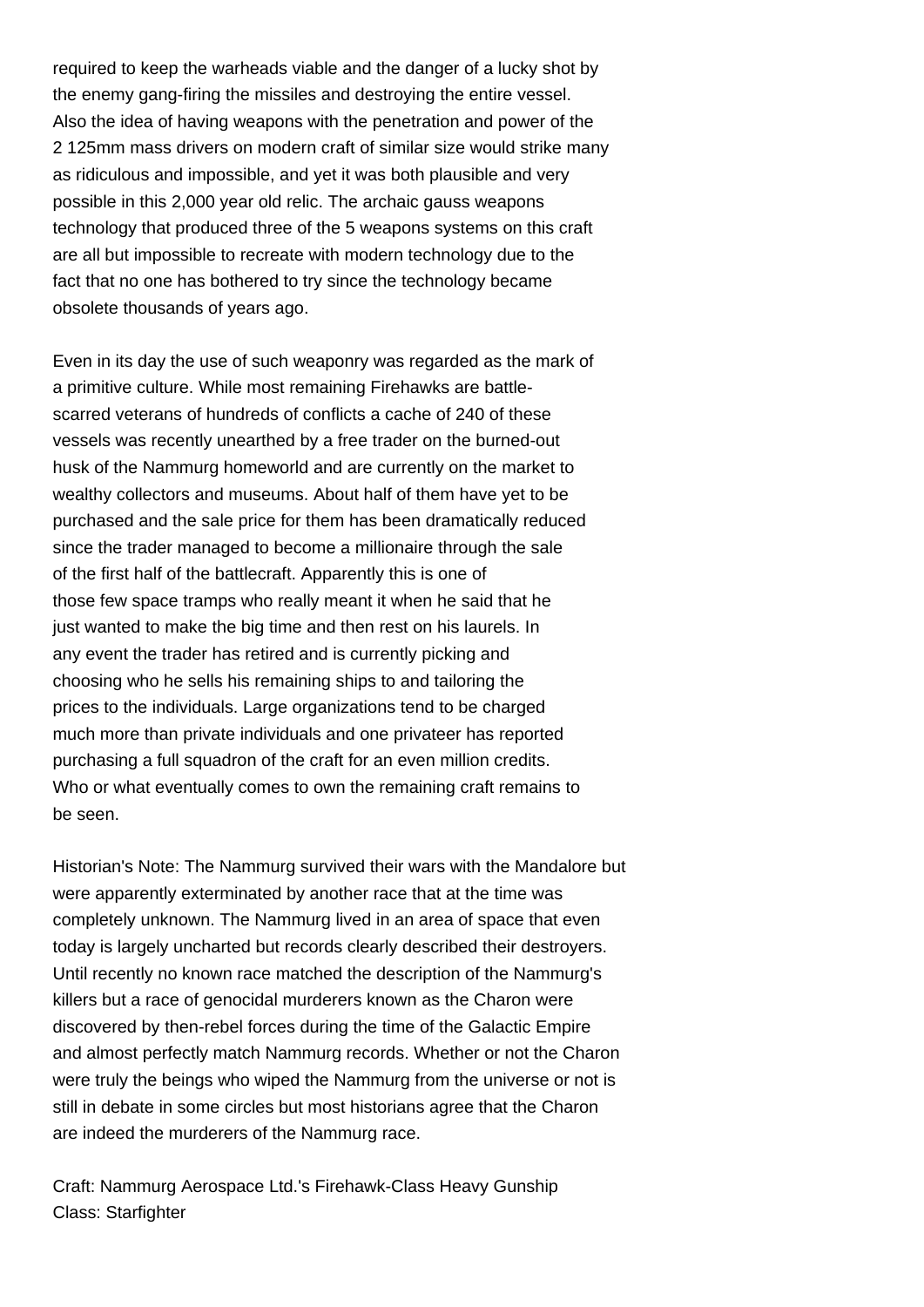required to keep the warheads viable and the danger of a lucky shot by the enemy gang-firing the missiles and destroying the entire vessel. Also the idea of having weapons with the penetration and power of the 2 125mm mass drivers on modern craft of similar size would strike many as ridiculous and impossible, and yet it was both plausible and very possible in this 2,000 year old relic. The archaic gauss weapons technology that produced three of the 5 weapons systems on this craft are all but impossible to recreate with modern technology due to the fact that no one has bothered to try since the technology became obsolete thousands of years ago.

Even in its day the use of such weaponry was regarded as the mark of a primitive culture. While most remaining Firehawks are battle-scarred veterans of hundreds of conflicts a cache of 240 of these vessels was recently unearthed by a free trader on the burned-out husk of the Nammurg homeworld and are currently on the market to wealthy collectors and museums. About half of them have yet to be purchased and the sale price for them has been dramatically reduced since the trader managed to become a millionaire through the sale of the first half of the battlecraft. Apparently this is one of those few space tramps who really meant it when he said that he just wanted to make the big time and then rest on his laurels. In any event the trader has retired and is currently picking and choosing who he sells his remaining ships to and tailoring the prices to the individuals. Large organizations tend to be charged much more than private individuals and one privateer has reported purchasing a full squadron of the craft for an even million credits. Who or what eventually comes to own the remaining craft remains to be seen.

Historian's Note: The Nammurg survived their wars with the Mandalore but were apparently exterminated by another race that at the time was completely unknown. The Nammurg lived in an area of space that even today is largely uncharted but records clearly described their destroyers. Until recently no known race matched the description of the Nammurg's killers but a race of genocidal murderers known as the Charon were discovered by then-rebel forces during the time of the Galactic Empire and almost perfectly match Nammurg records. Whether or not the Charon were truly the beings who wiped the Nammurg from the universe or not is still in debate in some circles but most historians agree that the Charon are indeed the murderers of the Nammurg race.

Craft: Nammurg Aerospace Ltd.'s Firehawk-Class Heavy Gunship
Class: Starfighter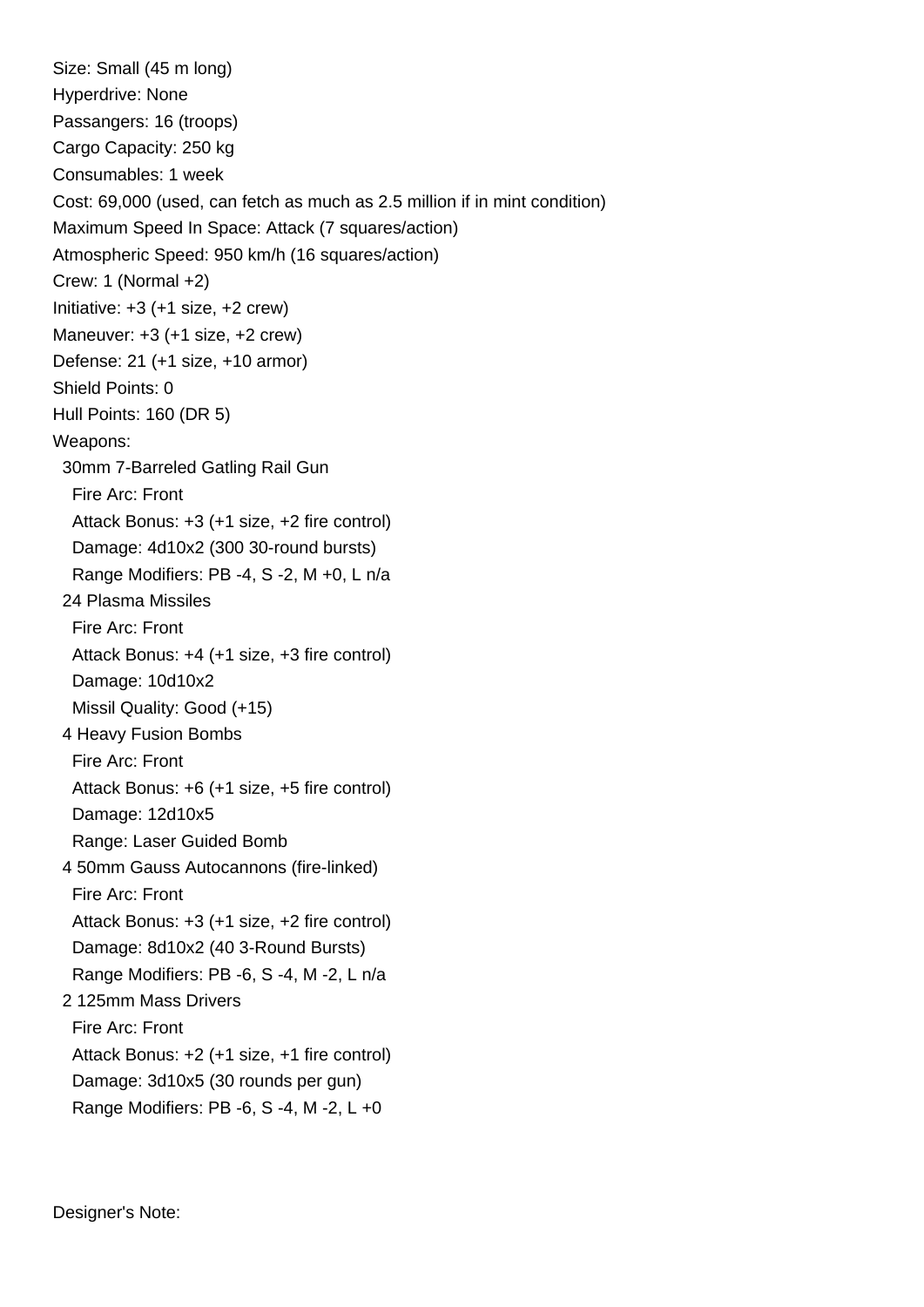Size: Small (45 m long)
Hyperdrive: None
Passangers: 16 (troops)
Cargo Capacity: 250 kg
Consumables: 1 week
Cost: 69,000 (used, can fetch as much as 2.5 million if in mint condition)
Maximum Speed In Space: Attack (7 squares/action)
Atmospheric Speed: 950 km/h (16 squares/action)
Crew: 1 (Normal +2)
Initiative: +3 (+1 size, +2 crew)
Maneuver: +3 (+1 size, +2 crew)
Defense: 21 (+1 size, +10 armor)
Shield Points: 0
Hull Points: 160 (DR 5)
Weapons:

- 30mm 7-Barreled Gatling Rail Gun
  - Fire Arc: Front
  - Attack Bonus: +3 (+1 size, +2 fire control)
  - Damage: 4d10x2 (300 30-round bursts)
  - Range Modifiers: PB -4, S -2, M +0, L n/a
- 24 Plasma Missiles
  - Fire Arc: Front
  - Attack Bonus: +4 (+1 size, +3 fire control)
  - Damage: 10d10x2
  - Missil Quality: Good (+15)
- 4 Heavy Fusion Bombs
  - Fire Arc: Front
  - Attack Bonus: +6 (+1 size, +5 fire control)
  - Damage: 12d10x5
  - Range: Laser Guided Bomb
- 4 50mm Gauss Autocannons (fire-linked)
  - Fire Arc: Front
  - Attack Bonus: +3 (+1 size, +2 fire control)
  - Damage: 8d10x2 (40 3-Round Bursts)
  - Range Modifiers: PB -6, S -4, M -2, L n/a
- 2 125mm Mass Drivers
  - Fire Arc: Front
  - Attack Bonus: +2 (+1 size, +1 fire control)
  - Damage: 3d10x5 (30 rounds per gun)
  - Range Modifiers: PB -6, S -4, M -2, L +0

Designer's Note: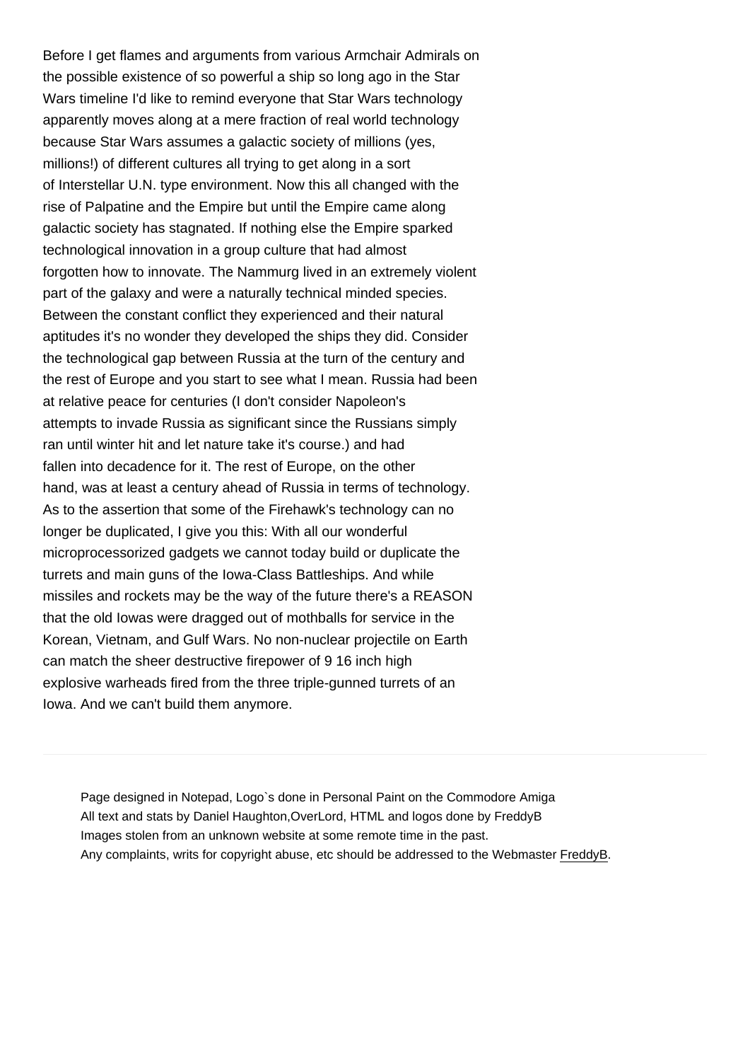Before I get flames and arguments from various Armchair Admirals on the possible existence of so powerful a ship so long ago in the Star Wars timeline I'd like to remind everyone that Star Wars technology apparently moves along at a mere fraction of real world technology because Star Wars assumes a galactic society of millions (yes, millions!) of different cultures all trying to get along in a sort of Interstellar U.N. type environment. Now this all changed with the rise of Palpatine and the Empire but until the Empire came along galactic society has stagnated. If nothing else the Empire sparked technological innovation in a group culture that had almost forgotten how to innovate. The Nammurg lived in an extremely violent part of the galaxy and were a naturally technical minded species. Between the constant conflict they experienced and their natural aptitudes it's no wonder they developed the ships they did. Consider the technological gap between Russia at the turn of the century and the rest of Europe and you start to see what I mean. Russia had been at relative peace for centuries (I don't consider Napoleon's attempts to invade Russia as significant since the Russians simply ran until winter hit and let nature take it's course.) and had fallen into decadence for it. The rest of Europe, on the other hand, was at least a century ahead of Russia in terms of technology. As to the assertion that some of the Firehawk's technology can no longer be duplicated, I give you this: With all our wonderful microprocessorized gadgets we cannot today build or duplicate the turrets and main guns of the Iowa-Class Battleships. And while missiles and rockets may be the way of the future there's a REASON that the old Iowas were dragged out of mothballs for service in the Korean, Vietnam, and Gulf Wars. No non-nuclear projectile on Earth can match the sheer destructive firepower of 9 16 inch high explosive warheads fired from the three triple-gunned turrets of an Iowa. And we can't build them anymore.

---

Page designed in Notepad, Logo`s done in Personal Paint on the Commodore Amiga
All text and stats by Daniel Haughton,OverLord, HTML and logos done by FreddyB
Images stolen from an unknown website at some remote time in the past.
Any complaints, writs for copyright abuse, etc should be addressed to the Webmaster FreddyB.